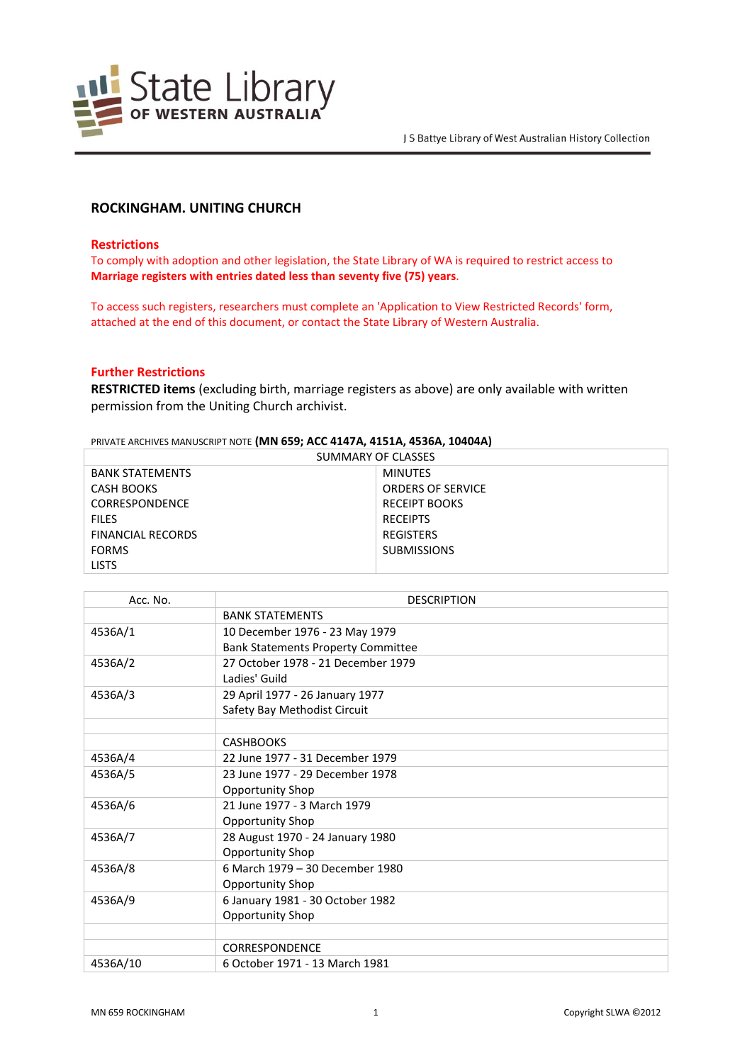# ROCKINGHAM. UNITING CHURCH

## Restrictions

To comply with adoption and other legislation, the State Library of WA is required to restrict access to **Marriage registers with entries dated less than seventy five (75) years**.

To access such registers, researchers must complete an 'Application to View Restricted Records' form, attached at the end of this document, or contact the State Library of Western Australia.

## Further Restrictions

**RESTRICTED items** (excluding birth, marriage registers as above) are only available with written permission from the Uniting Church archivist.

PRIVATE ARCHIVES MANUSCRIPT NOTE **(MN 659; ACC 4147A, 4151A, 4536A, 10404A)**

| SUMMARY OF CLASSES | |
|---|---|
| BANK STATEMENTS | MINUTES |
| CASH BOOKS | ORDERS OF SERVICE |
| CORRESPONDENCE | RECEIPT BOOKS |
| FILES | RECEIPTS |
| FINANCIAL RECORDS | REGISTERS |
| FORMS | SUBMISSIONS |
| LISTS | |

| Acc. No. | DESCRIPTION |
|---|---|
| | BANK STATEMENTS |
| 4536A/1 | 10 December 1976 - 23 May 1979<br>Bank Statements Property Committee |
| 4536A/2 | 27 October 1978 - 21 December 1979<br>Ladies' Guild |
| 4536A/3 | 29 April 1977 - 26 January 1977<br>Safety Bay Methodist Circuit |
| | |
| | CASHBOOKS |
| 4536A/4 | 22 June 1977 - 31 December 1979 |
| 4536A/5 | 23 June 1977 - 29 December 1978<br>Opportunity Shop |
| 4536A/6 | 21 June 1977 - 3 March 1979<br>Opportunity Shop |
| 4536A/7 | 28 August 1970 - 24 January 1980<br>Opportunity Shop |
| 4536A/8 | 6 March 1979 – 30 December 1980<br>Opportunity Shop |
| 4536A/9 | 6 January 1981 - 30 October 1982<br>Opportunity Shop |
| | |
| | CORRESPONDENCE |
| 4536A/10 | 6 October 1971 - 13 March 1981 |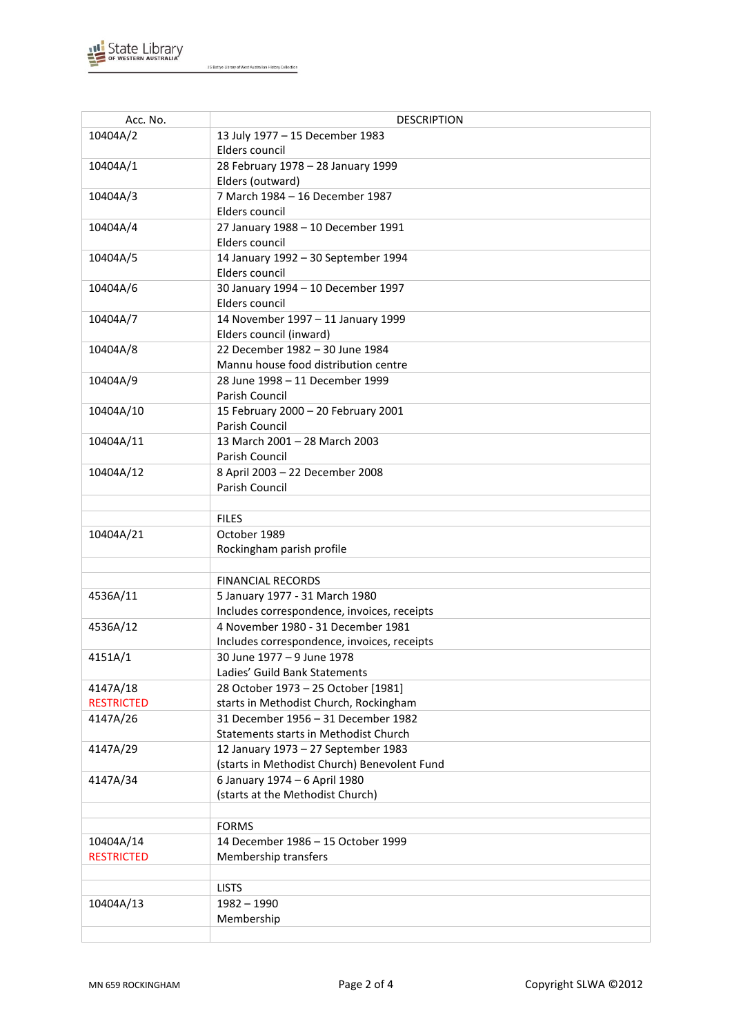| Acc. No. | DESCRIPTION |
|---|---|
| 10404A/2 | 13 July 1977 – 15 December 1983<br>Elders council |
| 10404A/1 | 28 February 1978 – 28 January 1999<br>Elders (outward) |
| 10404A/3 | 7 March 1984 – 16 December 1987<br>Elders council |
| 10404A/4 | 27 January 1988 – 10 December 1991<br>Elders council |
| 10404A/5 | 14 January 1992 – 30 September 1994<br>Elders council |
| 10404A/6 | 30 January 1994 – 10 December 1997<br>Elders council |
| 10404A/7 | 14 November 1997 – 11 January 1999<br>Elders council (inward) |
| 10404A/8 | 22 December 1982 – 30 June 1984<br>Mannu house food distribution centre |
| 10404A/9 | 28 June 1998 – 11 December 1999<br>Parish Council |
| 10404A/10 | 15 February 2000 – 20 February 2001<br>Parish Council |
| 10404A/11 | 13 March 2001 – 28 March 2003<br>Parish Council |
| 10404A/12 | 8 April 2003 – 22 December 2008<br>Parish Council |
| | |
| | FILES |
| 10404A/21 | October 1989<br>Rockingham parish profile |
| | |
| | FINANCIAL RECORDS |
| 4536A/11 | 5 January 1977 - 31 March 1980<br>Includes correspondence, invoices, receipts |
| 4536A/12 | 4 November 1980 - 31 December 1981<br>Includes correspondence, invoices, receipts |
| 4151A/1 | 30 June 1977 – 9 June 1978<br>Ladies' Guild Bank Statements |
| 4147A/18<br>RESTRICTED | 28 October 1973 – 25 October [1981]<br>starts in Methodist Church, Rockingham |
| 4147A/26 | 31 December 1956 – 31 December 1982<br>Statements starts in Methodist Church |
| 4147A/29 | 12 January 1973 – 27 September 1983<br>(starts in Methodist Church) Benevolent Fund |
| 4147A/34 | 6 January 1974 – 6 April 1980<br>(starts at the Methodist Church) |
| | |
| | FORMS |
| 10404A/14<br>RESTRICTED | 14 December 1986 – 15 October 1999<br>Membership transfers |
| | |
| | LISTS |
| 10404A/13 | 1982 – 1990<br>Membership |
| | |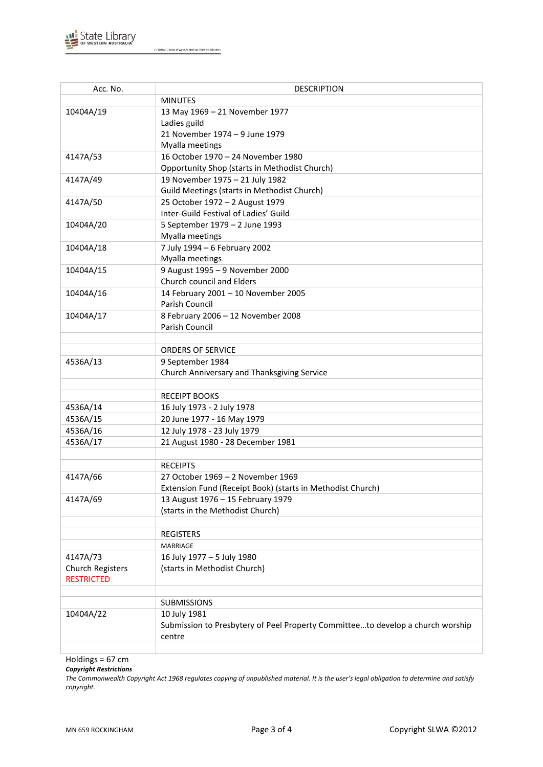| Acc. No. | DESCRIPTION |
|---|---|
| | MINUTES |
| 10404A/19 | 13 May 1969 – 21 November 1977<br>Ladies guild<br>21 November 1974 – 9 June 1979<br>Myalla meetings |
| 4147A/53 | 16 October 1970 – 24 November 1980<br>Opportunity Shop (starts in Methodist Church) |
| 4147A/49 | 19 November 1975 – 21 July 1982<br>Guild Meetings (starts in Methodist Church) |
| 4147A/50 | 25 October 1972 – 2 August 1979<br>Inter-Guild Festival of Ladies' Guild |
| 10404A/20 | 5 September 1979 – 2 June 1993<br>Myalla meetings |
| 10404A/18 | 7 July 1994 – 6 February 2002<br>Myalla meetings |
| 10404A/15 | 9 August 1995 – 9 November 2000<br>Church council and Elders |
| 10404A/16 | 14 February 2001 – 10 November 2005<br>Parish Council |
| 10404A/17 | 8 February 2006 – 12 November 2008<br>Parish Council |
| | |
| | ORDERS OF SERVICE |
| 4536A/13 | 9 September 1984<br>Church Anniversary and Thanksgiving Service |
| | |
| | RECEIPT BOOKS |
| 4536A/14 | 16 July 1973 - 2 July 1978 |
| 4536A/15 | 20 June 1977 - 16 May 1979 |
| 4536A/16 | 12 July 1978 - 23 July 1979 |
| 4536A/17 | 21 August 1980 - 28 December 1981 |
| | |
| | RECEIPTS |
| 4147A/66 | 27 October 1969 – 2 November 1969<br>Extension Fund (Receipt Book) (starts in Methodist Church) |
| 4147A/69 | 13 August 1976 – 15 February 1979<br>(starts in the Methodist Church) |
| | |
| | REGISTERS |
| | MARRIAGE |
| 4147A/73<br>Church Registers<br>RESTRICTED | 16 July 1977 – 5 July 1980<br>(starts in Methodist Church) |
| | |
| | SUBMISSIONS |
| 10404A/22 | 10 July 1981<br>Submission to Presbytery of Peel Property Committee…to develop a church worship centre |
| | |

Holdings = 67 cm

***Copyright Restrictions***

*The Commonwealth Copyright Act 1968 regulates copying of unpublished material. It is the user's legal obligation to determine and satisfy copyright.*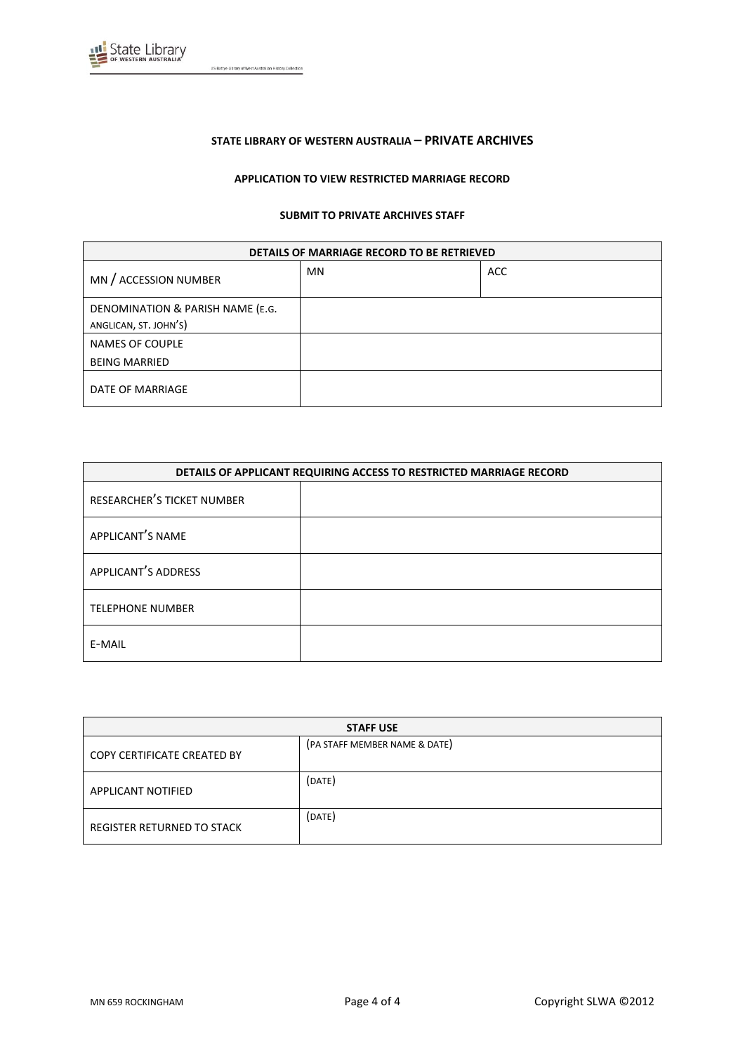**STATE LIBRARY OF WESTERN AUSTRALIA – PRIVATE ARCHIVES**

**APPLICATION TO VIEW RESTRICTED MARRIAGE RECORD**

**SUBMIT TO PRIVATE ARCHIVES STAFF**

| DETAILS OF MARRIAGE RECORD TO BE RETRIEVED | | |
|---|---|---|
| MN / ACCESSION NUMBER | MN | ACC |
| DENOMINATION & PARISH NAME (E.G. ANGLICAN, ST. JOHN'S) | | |
| NAMES OF COUPLE BEING MARRIED | | |
| DATE OF MARRIAGE | | |

| DETAILS OF APPLICANT REQUIRING ACCESS TO RESTRICTED MARRIAGE RECORD | |
|---|---|
| RESEARCHER'S TICKET NUMBER | |
| APPLICANT'S NAME | |
| APPLICANT'S ADDRESS | |
| TELEPHONE NUMBER | |
| E-MAIL | |

| STAFF USE | |
|---|---|
| COPY CERTIFICATE CREATED BY | (PA STAFF MEMBER NAME & DATE) |
| APPLICANT NOTIFIED | (DATE) |
| REGISTER RETURNED TO STACK | (DATE) |